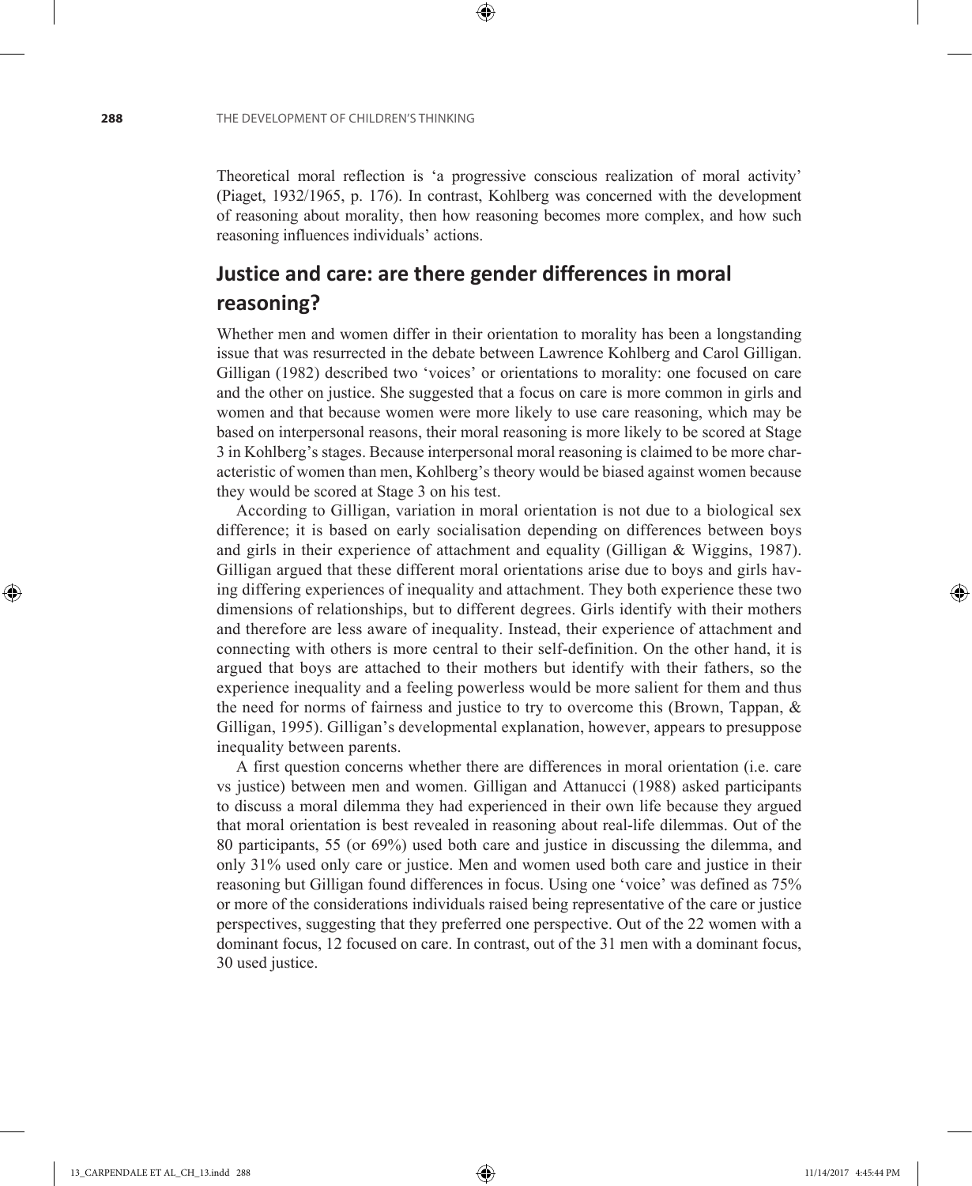Theoretical moral reflection is 'a progressive conscious realization of moral activity' (Piaget, 1932/1965, p. 176). In contrast, Kohlberg was concerned with the development of reasoning about morality, then how reasoning becomes more complex, and how such reasoning influences individuals' actions.

## Justice and care: are there gender differences in moral reasoning?

Whether men and women differ in their orientation to morality has been a longstanding issue that was resurrected in the debate between Lawrence Kohlberg and Carol Gilligan. Gilligan (1982) described two 'voices' or orientations to morality: one focused on care and the other on justice. She suggested that a focus on care is more common in girls and women and that because women were more likely to use care reasoning, which may be based on interpersonal reasons, their moral reasoning is more likely to be scored at Stage 3 in Kohlberg's stages. Because interpersonal moral reasoning is claimed to be more characteristic of women than men, Kohlberg's theory would be biased against women because they would be scored at Stage 3 on his test.

According to Gilligan, variation in moral orientation is not due to a biological sex difference; it is based on early socialisation depending on differences between boys and girls in their experience of attachment and equality (Gilligan & Wiggins, 1987). Gilligan argued that these different moral orientations arise due to boys and girls having differing experiences of inequality and attachment. They both experience these two dimensions of relationships, but to different degrees. Girls identify with their mothers and therefore are less aware of inequality. Instead, their experience of attachment and connecting with others is more central to their self-definition. On the other hand, it is argued that boys are attached to their mothers but identify with their fathers, so the experience inequality and a feeling powerless would be more salient for them and thus the need for norms of fairness and justice to try to overcome this (Brown, Tappan, & Gilligan, 1995). Gilligan's developmental explanation, however, appears to presuppose inequality between parents.

A first question concerns whether there are differences in moral orientation (i.e. care vs justice) between men and women. Gilligan and Attanucci (1988) asked participants to discuss a moral dilemma they had experienced in their own life because they argued that moral orientation is best revealed in reasoning about real-life dilemmas. Out of the 80 participants, 55 (or 69%) used both care and justice in discussing the dilemma, and only 31% used only care or justice. Men and women used both care and justice in their reasoning but Gilligan found differences in focus. Using one 'voice' was defined as 75% or more of the considerations individuals raised being representative of the care or justice perspectives, suggesting that they preferred one perspective. Out of the 22 women with a dominant focus, 12 focused on care. In contrast, out of the 31 men with a dominant focus, 30 used justice.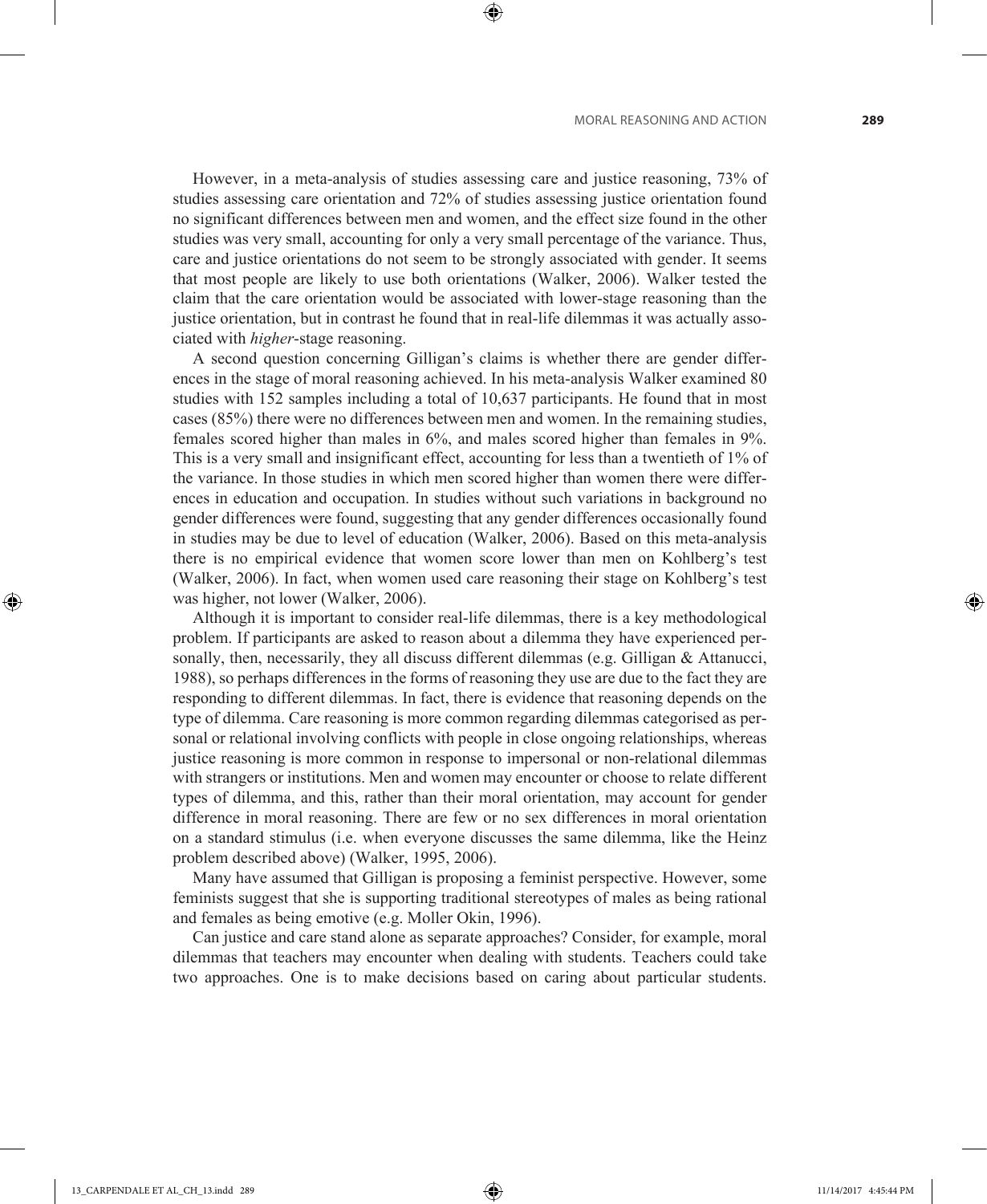However, in a meta-analysis of studies assessing care and justice reasoning, 73% of studies assessing care orientation and 72% of studies assessing justice orientation found no significant differences between men and women, and the effect size found in the other studies was very small, accounting for only a very small percentage of the variance. Thus, care and justice orientations do not seem to be strongly associated with gender. It seems that most people are likely to use both orientations (Walker, 2006). Walker tested the claim that the care orientation would be associated with lower-stage reasoning than the justice orientation, but in contrast he found that in real-life dilemmas it was actually associated with *higher*-stage reasoning.

A second question concerning Gilligan's claims is whether there are gender differences in the stage of moral reasoning achieved. In his meta-analysis Walker examined 80 studies with 152 samples including a total of 10,637 participants. He found that in most cases (85%) there were no differences between men and women. In the remaining studies, females scored higher than males in 6%, and males scored higher than females in 9%. This is a very small and insignificant effect, accounting for less than a twentieth of 1% of the variance. In those studies in which men scored higher than women there were differences in education and occupation. In studies without such variations in background no gender differences were found, suggesting that any gender differences occasionally found in studies may be due to level of education (Walker, 2006). Based on this meta-analysis there is no empirical evidence that women score lower than men on Kohlberg's test (Walker, 2006). In fact, when women used care reasoning their stage on Kohlberg's test was higher, not lower (Walker, 2006).

Although it is important to consider real-life dilemmas, there is a key methodological problem. If participants are asked to reason about a dilemma they have experienced personally, then, necessarily, they all discuss different dilemmas (e.g. Gilligan & Attanucci, 1988), so perhaps differences in the forms of reasoning they use are due to the fact they are responding to different dilemmas. In fact, there is evidence that reasoning depends on the type of dilemma. Care reasoning is more common regarding dilemmas categorised as personal or relational involving conflicts with people in close ongoing relationships, whereas justice reasoning is more common in response to impersonal or non-relational dilemmas with strangers or institutions. Men and women may encounter or choose to relate different types of dilemma, and this, rather than their moral orientation, may account for gender difference in moral reasoning. There are few or no sex differences in moral orientation on a standard stimulus (i.e. when everyone discusses the same dilemma, like the Heinz problem described above) (Walker, 1995, 2006).

Many have assumed that Gilligan is proposing a feminist perspective. However, some feminists suggest that she is supporting traditional stereotypes of males as being rational and females as being emotive (e.g. Moller Okin, 1996).

Can justice and care stand alone as separate approaches? Consider, for example, moral dilemmas that teachers may encounter when dealing with students. Teachers could take two approaches. One is to make decisions based on caring about particular students.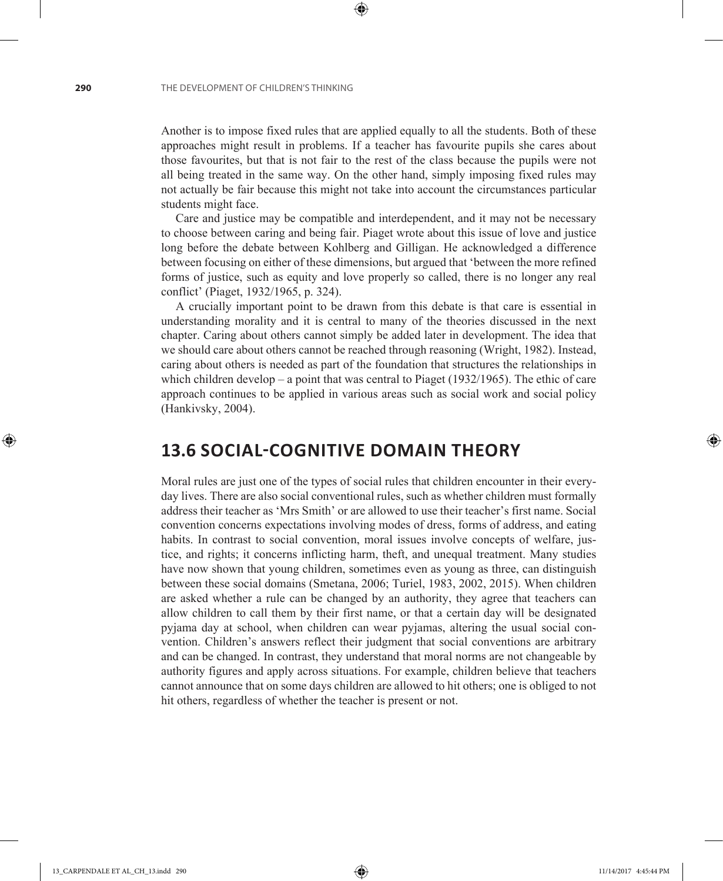Another is to impose fixed rules that are applied equally to all the students. Both of these approaches might result in problems. If a teacher has favourite pupils she cares about those favourites, but that is not fair to the rest of the class because the pupils were not all being treated in the same way. On the other hand, simply imposing fixed rules may not actually be fair because this might not take into account the circumstances particular students might face.

Care and justice may be compatible and interdependent, and it may not be necessary to choose between caring and being fair. Piaget wrote about this issue of love and justice long before the debate between Kohlberg and Gilligan. He acknowledged a difference between focusing on either of these dimensions, but argued that 'between the more refined forms of justice, such as equity and love properly so called, there is no longer any real conflict' (Piaget, 1932/1965, p. 324).

A crucially important point to be drawn from this debate is that care is essential in understanding morality and it is central to many of the theories discussed in the next chapter. Caring about others cannot simply be added later in development. The idea that we should care about others cannot be reached through reasoning (Wright, 1982). Instead, caring about others is needed as part of the foundation that structures the relationships in which children develop – a point that was central to Piaget (1932/1965). The ethic of care approach continues to be applied in various areas such as social work and social policy (Hankivsky, 2004).

## 13.6 SOCIAL-COGNITIVE DOMAIN THEORY

Moral rules are just one of the types of social rules that children encounter in their everyday lives. There are also social conventional rules, such as whether children must formally address their teacher as 'Mrs Smith' or are allowed to use their teacher's first name. Social convention concerns expectations involving modes of dress, forms of address, and eating habits. In contrast to social convention, moral issues involve concepts of welfare, justice, and rights; it concerns inflicting harm, theft, and unequal treatment. Many studies have now shown that young children, sometimes even as young as three, can distinguish between these social domains (Smetana, 2006; Turiel, 1983, 2002, 2015). When children are asked whether a rule can be changed by an authority, they agree that teachers can allow children to call them by their first name, or that a certain day will be designated pyjama day at school, when children can wear pyjamas, altering the usual social convention. Children's answers reflect their judgment that social conventions are arbitrary and can be changed. In contrast, they understand that moral norms are not changeable by authority figures and apply across situations. For example, children believe that teachers cannot announce that on some days children are allowed to hit others; one is obliged to not hit others, regardless of whether the teacher is present or not.